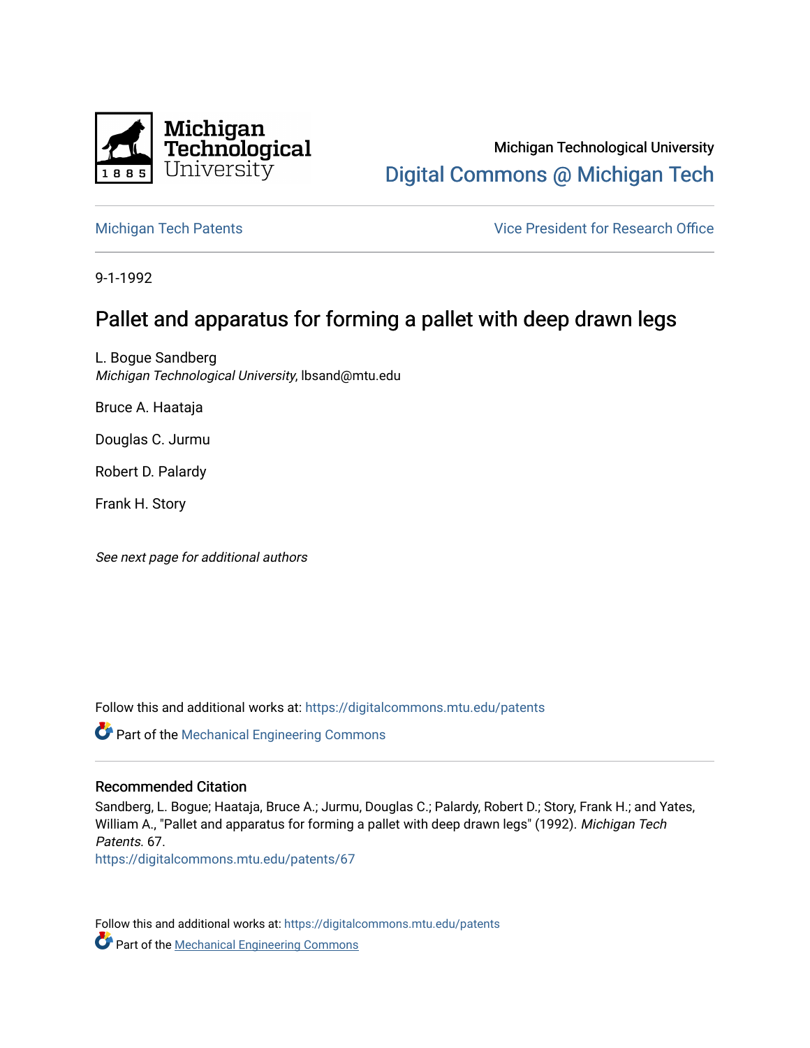Michigan Technological University

Digital Commons @ Michigan Tech

Michigan Tech Patents

Vice President for Research Office

9-1-1992

# Pallet and apparatus for forming a pallet with deep drawn legs

L. Bogue Sandberg
*Michigan Technological University*, lbsand@mtu.edu

Bruce A. Haataja

Douglas C. Jurmu

Robert D. Palardy

Frank H. Story

*See next page for additional authors*

Follow this and additional works at: https://digitalcommons.mtu.edu/patents

Part of the Mechanical Engineering Commons

## Recommended Citation

Sandberg, L. Bogue; Haataja, Bruce A.; Jurmu, Douglas C.; Palardy, Robert D.; Story, Frank H.; and Yates, William A., "Pallet and apparatus for forming a pallet with deep drawn legs" (1992). *Michigan Tech Patents*. 67.
https://digitalcommons.mtu.edu/patents/67

Follow this and additional works at: https://digitalcommons.mtu.edu/patents

Part of the Mechanical Engineering Commons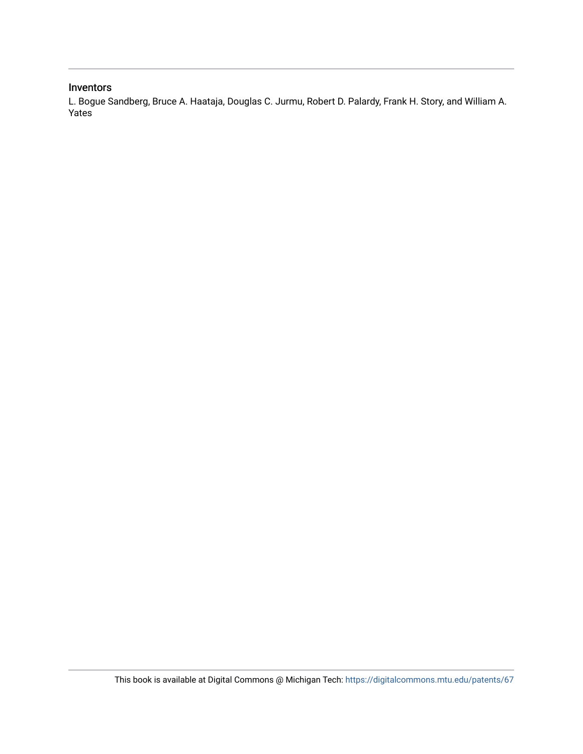## Inventors

L. Bogue Sandberg, Bruce A. Haataja, Douglas C. Jurmu, Robert D. Palardy, Frank H. Story, and William A. Yates

This book is available at Digital Commons @ Michigan Tech: https://digitalcommons.mtu.edu/patents/67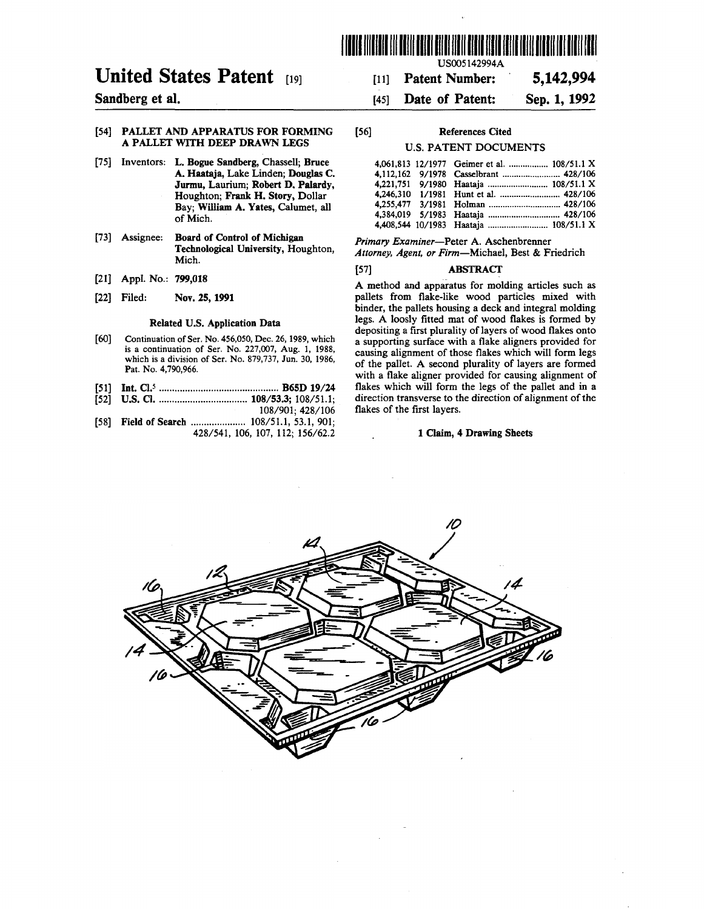# United States Patent [19]

**Sandberg et al.**

US005142994A

[11] **Patent Number: 5,142,994**

[45] **Date of Patent: Sep. 1, 1992**

[54] **PALLET AND APPARATUS FOR FORMING A PALLET WITH DEEP DRAWN LEGS**

[75] Inventors: **L. Bogue Sandberg**, Chassell; **Bruce A. Haataja**, Lake Linden; **Douglas C. Jurmu**, Laurium; **Robert D. Palardy**, Houghton; **Frank H. Story**, Dollar Bay; **William A. Yates**, Calumet, all of Mich.

[73] Assignee: **Board of Control of Michigan Technological University**, Houghton, Mich.

[21] Appl. No.: **799,018**

[22] Filed: **Nov. 25, 1991**

**Related U.S. Application Data**

[60] Continuation of Ser. No. 456,050, Dec. 26, 1989, which is a continuation of Ser. No. 227,007, Aug. 1, 1988, which is a division of Ser. No. 879,737, Jun. 30, 1986, Pat. No. 4,790,966.

[51] **Int. Cl.**[5] .............................................. **B65D 19/24**

[52] **U.S. Cl.** .................................. **108/53.3**; 108/51.1; 108/901; 428/106

[58] **Field of Search** ..................... 108/51.1, 53.1, 901; 428/541, 106, 107, 112; 156/62.2

[56] **References Cited**

**U.S. PATENT DOCUMENTS**

| | | | |
|---|---|---|---|
| 4,061,813 | 12/1977 | Geimer et al. | 108/51.1 X |
| 4,112,162 | 9/1978 | Casselbrant | 428/106 |
| 4,221,751 | 9/1980 | Haataja | 108/51.1 X |
| 4,246,310 | 1/1981 | Hunt et al. | 428/106 |
| 4,255,477 | 3/1981 | Holman | 428/106 |
| 4,384,019 | 5/1983 | Haataja | 428/106 |
| 4,408,544 | 10/1983 | Haataja | 108/51.1 X |

*Primary Examiner*—Peter A. Aschenbrenner
*Attorney, Agent, or Firm*—Michael, Best & Friedrich

[57] **ABSTRACT**

A method and apparatus for molding articles such as pallets from flake-like wood particles mixed with binder, the pallets housing a deck and integral molding legs. A loosly fitted mat of wood flakes is formed by depositing a first plurality of layers of wood flakes onto a supporting surface with a flake aligners provided for causing alignment of those flakes which will form legs of the pallet. A second plurality of layers are formed with a flake aligner provided for causing alignment of flakes which will form the legs of the pallet and in a direction transverse to the direction of alignment of the flakes of the first layers.

**1 Claim, 4 Drawing Sheets**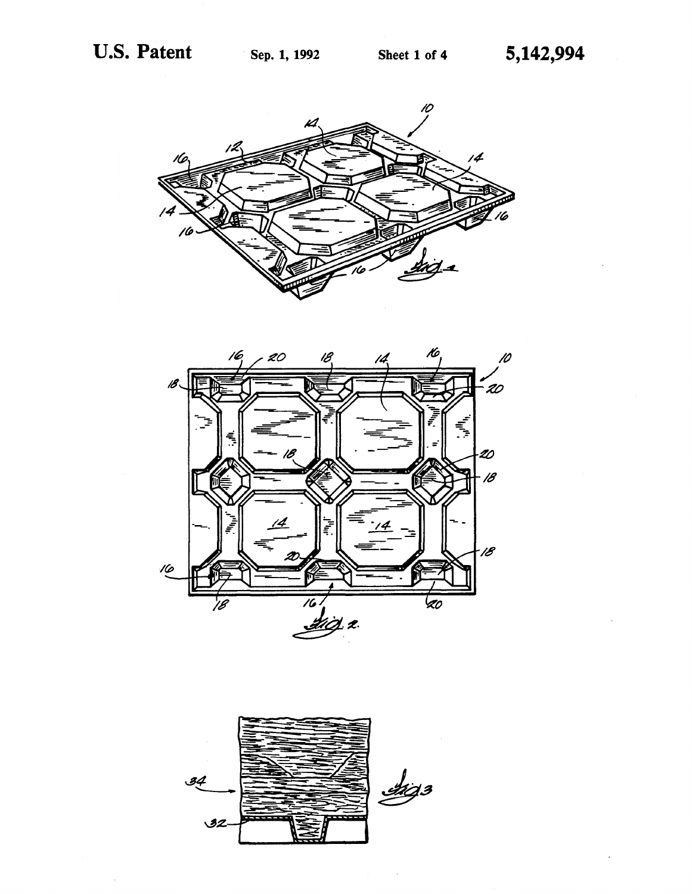U.S. Patent Sep. 1, 1992 Sheet 1 of 4 5,142,994

Fig. 1

Fig. 2.

Fig. 3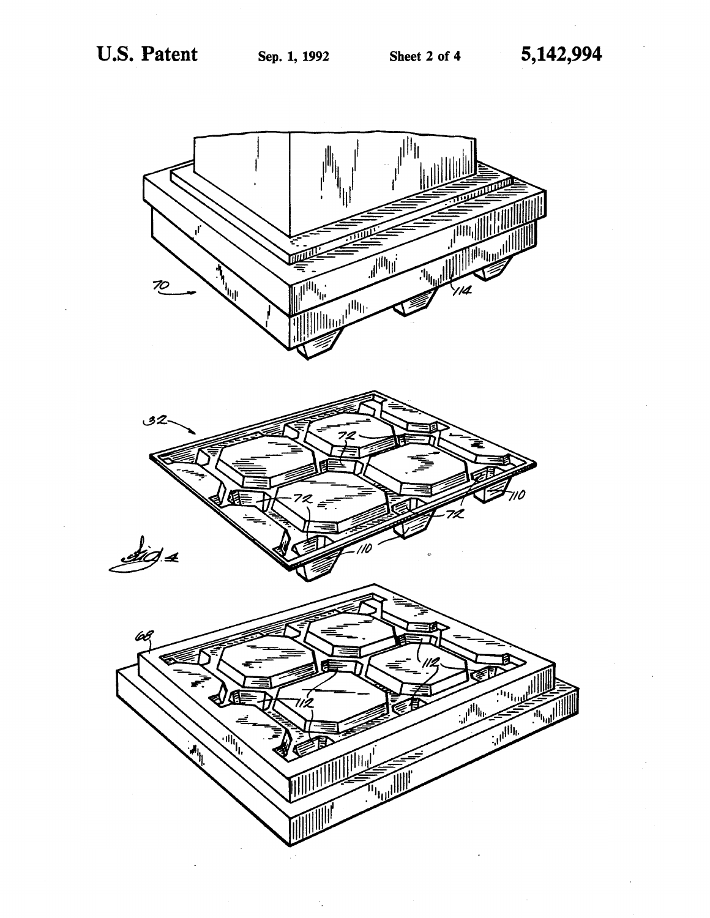FIG. 4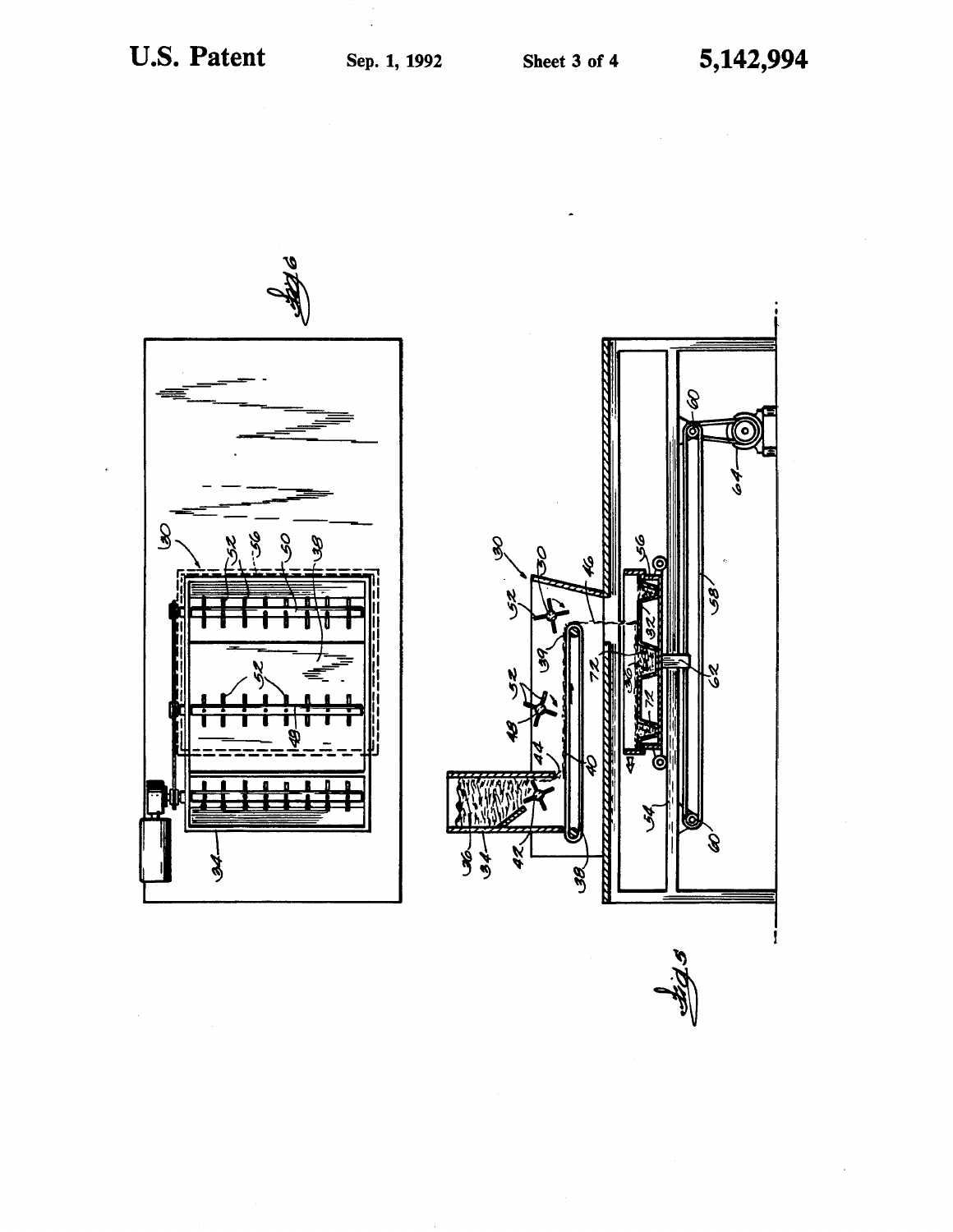Fig. 6

Fig. 5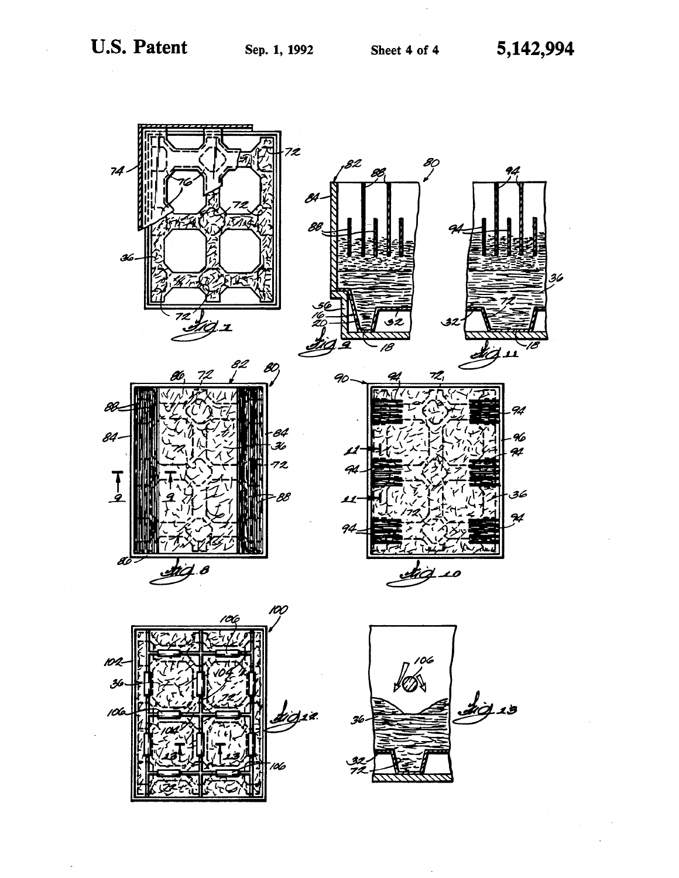FIG. 7

FIG. 8

FIG. 9

FIG. 10

FIG. 11

FIG. 12

FIG. 13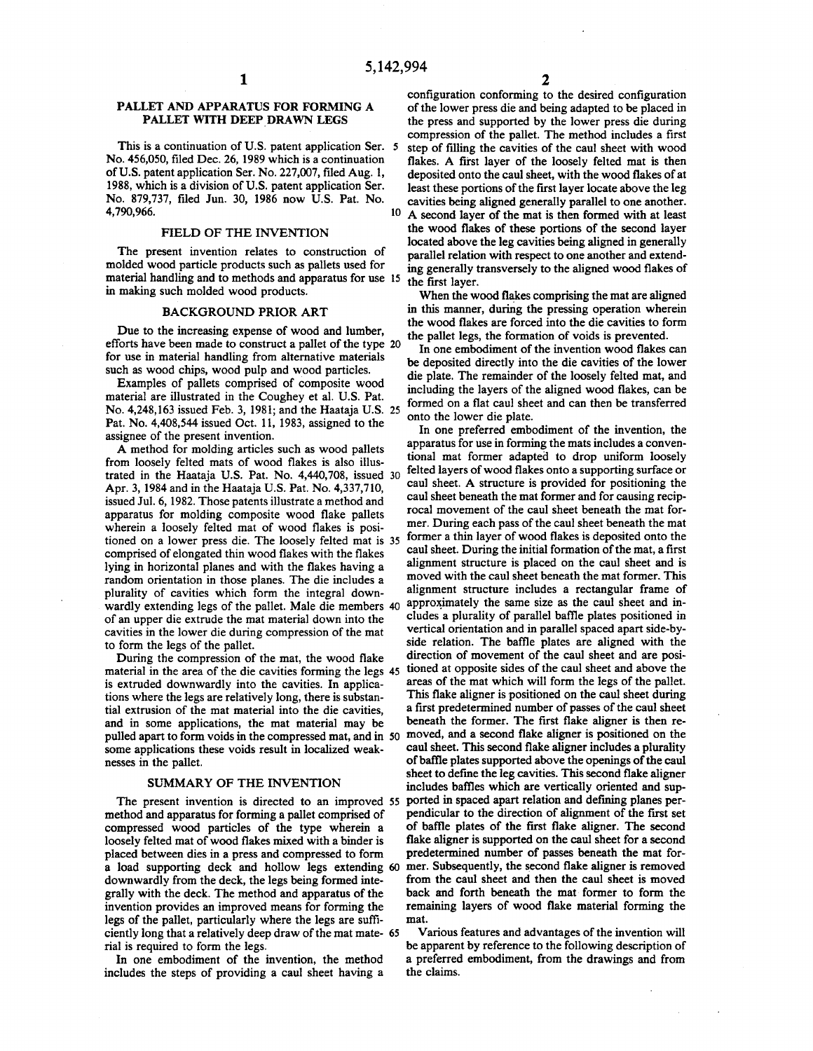# PALLET AND APPARATUS FOR FORMING A PALLET WITH DEEP DRAWN LEGS

This is a continuation of U.S. patent application Ser. No. 456,050, filed Dec. 26, 1989 which is a continuation of U.S. patent application Ser. No. 227,007, filed Aug. 1, 1988, which is a division of U.S. patent application Ser. No. 879,737, filed Jun. 30, 1986 now U.S. Pat. No. 4,790,966.

## FIELD OF THE INVENTION

The present invention relates to construction of molded wood particle products such as pallets used for material handling and to methods and apparatus for use in making such molded wood products.

## BACKGROUND PRIOR ART

Due to the increasing expense of wood and lumber, efforts have been made to construct a pallet of the type for use in material handling from alternative materials such as wood chips, wood pulp and wood particles.

Examples of pallets comprised of composite wood material are illustrated in the Coughey et al. U.S. Pat. No. 4,248,163 issued Feb. 3, 1981; and the Haataja U.S. Pat. No. 4,408,544 issued Oct. 11, 1983, assigned to the assignee of the present invention.

A method for molding articles such as wood pallets from loosely felted mats of wood flakes is also illustrated in the Haataja U.S. Pat. No. 4,440,708, issued Apr. 3, 1984 and in the Haataja U.S. Pat. No. 4,337,710, issued Jul. 6, 1982. Those patents illustrate a method and apparatus for molding composite wood flake pallets wherein a loosely felted mat of wood flakes is positioned on a lower press die. The loosely felted mat is comprised of elongated thin wood flakes with the flakes lying in horizontal planes and with the flakes having a random orientation in those planes. The die includes a plurality of cavities which form the integral downwardly extending legs of the pallet. Male die members of an upper die extrude the mat material down into the cavities in the lower die during compression of the mat to form the legs of the pallet.

During the compression of the mat, the wood flake material in the area of the die cavities forming the legs is extruded downwardly into the cavities. In applications where the legs are relatively long, there is substantial extrusion of the mat material into the die cavities, and in some applications, the mat material may be pulled apart to form voids in the compressed mat, and in some applications these voids result in localized weaknesses in the pallet.

## SUMMARY OF THE INVENTION

The present invention is directed to an improved method and apparatus for forming a pallet comprised of compressed wood particles of the type wherein a loosely felted mat of wood flakes mixed with a binder is placed between dies in a press and compressed to form a load supporting deck and hollow legs extending downwardly from the deck, the legs being formed integrally with the deck. The method and apparatus of the invention provides an improved means for forming the legs of the pallet, particularly where the legs are sufficiently long that a relatively deep draw of the mat material is required to form the legs.

In one embodiment of the invention, the method includes the steps of providing a caul sheet having a configuration conforming to the desired configuration of the lower press die and being adapted to be placed in the press and supported by the lower press die during compression of the pallet. The method includes a first step of filling the cavities of the caul sheet with wood flakes. A first layer of the loosely felted mat is then deposited onto the caul sheet, with the wood flakes of at least these portions of the first layer locate above the leg cavities being aligned generally parallel to one another. A second layer of the mat is then formed with at least the wood flakes of these portions of the second layer located above the leg cavities being aligned in generally parallel relation with respect to one another and extending generally transversely to the aligned wood flakes of the first layer.

When the wood flakes comprising the mat are aligned in this manner, during the pressing operation wherein the wood flakes are forced into the die cavities to form the pallet legs, the formation of voids is prevented.

In one embodiment of the invention wood flakes can be deposited directly into the die cavities of the lower die plate. The remainder of the loosely felted mat, and including the layers of the aligned wood flakes, can be formed on a flat caul sheet and can then be transferred onto the lower die plate.

In one preferred embodiment of the invention, the apparatus for use in forming the mats includes a conventional mat former adapted to drop uniform loosely felted layers of wood flakes onto a supporting surface or caul sheet. A structure is provided for positioning the caul sheet beneath the mat former and for causing reciprocal movement of the caul sheet beneath the mat former. During each pass of the caul sheet beneath the mat former a thin layer of wood flakes is deposited onto the caul sheet. During the initial formation of the mat, a first alignment structure is placed on the caul sheet and is moved with the caul sheet beneath the mat former. This alignment structure includes a rectangular frame of approximately the same size as the caul sheet and includes a plurality of parallel baffle plates positioned in vertical orientation and in parallel spaced apart side-by-side relation. The baffle plates are aligned with the direction of movement of the caul sheet and are positioned at opposite sides of the caul sheet and above the areas of the mat which will form the legs of the pallet. This flake aligner is positioned on the caul sheet during a first predetermined number of passes of the caul sheet beneath the former. The first flake aligner is then removed, and a second flake aligner is positioned on the caul sheet. This second flake aligner includes a plurality of baffle plates supported above the openings of the caul sheet to define the leg cavities. This second flake aligner includes baffles which are vertically oriented and supported in spaced apart relation and defining planes perpendicular to the direction of alignment of the first set of baffle plates of the first flake aligner. The second flake aligner is supported on the caul sheet for a second predetermined number of passes beneath the mat former. Subsequently, the second flake aligner is removed from the caul sheet and then the caul sheet is moved back and forth beneath the mat former to form the remaining layers of wood flake material forming the mat.

Various features and advantages of the invention will be apparent by reference to the following description of a preferred embodiment, from the drawings and from the claims.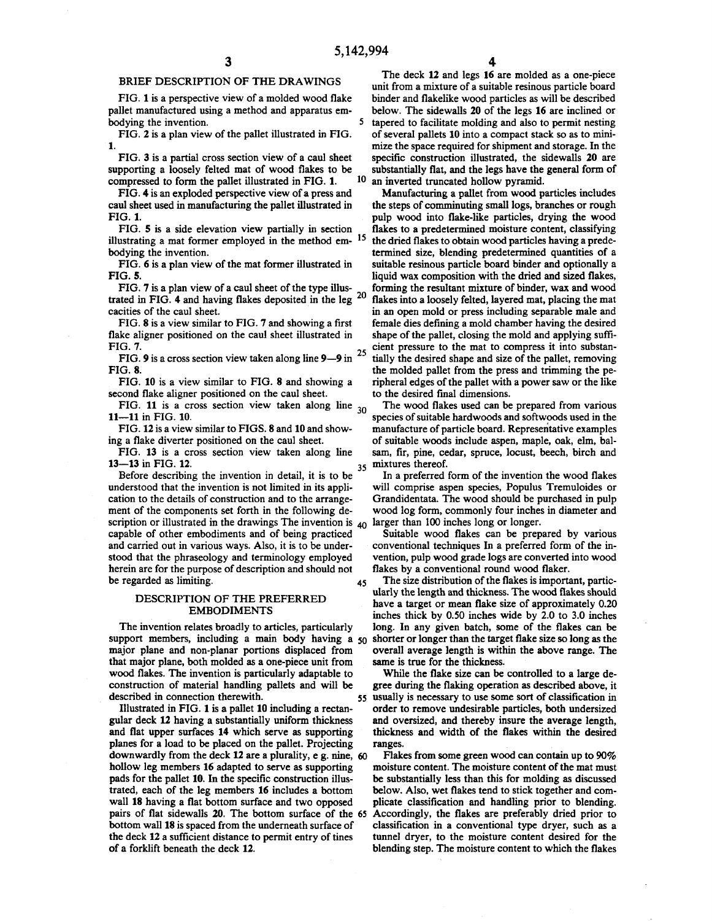## BRIEF DESCRIPTION OF THE DRAWINGS

FIG. 1 is a perspective view of a molded wood flake pallet manufactured using a method and apparatus embodying the invention.

FIG. 2 is a plan view of the pallet illustrated in FIG. 1.

FIG. 3 is a partial cross section view of a caul sheet supporting a loosely felted mat of wood flakes to be compressed to form the pallet illustrated in FIG. 1.

FIG. 4 is an exploded perspective view of a press and caul sheet used in manufacturing the pallet illustrated in FIG. 1.

FIG. 5 is a side elevation view partially in section illustrating a mat former employed in the method embodying the invention.

FIG. 6 is a plan view of the mat former illustrated in FIG. 5.

FIG. 7 is a plan view of a caul sheet of the type illustrated in FIG. 4 and having flakes deposited in the leg cacities of the caul sheet.

FIG. 8 is a view similar to FIG. 7 and showing a first flake aligner positioned on the caul sheet illustrated in FIG. 7.

FIG. 9 is a cross section view taken along line 9—9 in FIG. 8.

FIG. 10 is a view similar to FIG. 8 and showing a second flake aligner positioned on the caul sheet.

FIG. 11 is a cross section view taken along line 11—11 in FIG. 10.

FIG. 12 is a view similar to FIGS. 8 and 10 and showing a flake diverter positioned on the caul sheet.

FIG. 13 is a cross section view taken along line 13—13 in FIG. 12.

Before describing the invention in detail, it is to be understood that the invention is not limited in its application to the details of construction and to the arrangement of the components set forth in the following description or illustrated in the drawings The invention is capable of other embodiments and of being practiced and carried out in various ways. Also, it is to be understood that the phraseology and terminology employed herein are for the purpose of description and should not be regarded as limiting.

## DESCRIPTION OF THE PREFERRED EMBODIMENTS

The invention relates broadly to articles, particularly support members, including a main body having a major plane and non-planar portions displaced from that major plane, both molded as a one-piece unit from wood flakes. The invention is particularly adaptable to construction of material handling pallets and will be described in connection therewith.

Illustrated in FIG. 1 is a pallet 10 including a rectangular deck 12 having a substantially uniform thickness and flat upper surfaces 14 which serve as supporting planes for a load to be placed on the pallet. Projecting downwardly from the deck 12 are a plurality, e g. nine, hollow leg members 16 adapted to serve as supporting pads for the pallet 10. In the specific construction illustrated, each of the leg members 16 includes a bottom wall 18 having a flat bottom surface and two opposed pairs of flat sidewalls 20. The bottom surface of the bottom wall 18 is spaced from the underneath surface of the deck 12 a sufficient distance to permit entry of tines of a forklift beneath the deck 12.

The deck 12 and legs 16 are molded as a one-piece unit from a mixture of a suitable resinous particle board binder and flakelike wood particles as will be described below. The sidewalls 20 of the legs 16 are inclined or tapered to facilitate molding and also to permit nesting of several pallets 10 into a compact stack so as to minimize the space required for shipment and storage. In the specific construction illustrated, the sidewalls 20 are substantially flat, and the legs have the general form of an inverted truncated hollow pyramid.

Manufacturing a pallet from wood particles includes the steps of comminuting small logs, branches or rough pulp wood into flake-like particles, drying the wood flakes to a predetermined moisture content, classifying the dried flakes to obtain wood particles having a predetermined size, blending predetermined quantities of a suitable resinous particle board binder and optionally a liquid wax composition with the dried and sized flakes, forming the resultant mixture of binder, wax and wood flakes into a loosely felted, layered mat, placing the mat in an open mold or press including separable male and female dies defining a mold chamber having the desired shape of the pallet, closing the mold and applying sufficient pressure to the mat to compress it into substantially the desired shape and size of the pallet, removing the molded pallet from the press and trimming the peripheral edges of the pallet with a power saw or the like to the desired final dimensions.

The wood flakes used can be prepared from various species of suitable hardwoods and softwoods used in the manufacture of particle board. Representative examples of suitable woods include aspen, maple, oak, elm, balsam, fir, pine, cedar, spruce, locust, beech, birch and mixtures thereof.

In a preferred form of the invention the wood flakes will comprise aspen species, Populus Tremuloides or Grandidentata. The wood should be purchased in pulp wood log form, commonly four inches in diameter and larger than 100 inches long or longer.

Suitable wood flakes can be prepared by various conventional techniques In a preferred form of the invention, pulp wood grade logs are converted into wood flakes by a conventional round wood flaker.

The size distribution of the flakes is important, particularly the length and thickness. The wood flakes should have a target or mean flake size of approximately 0.20 inches thick by 0.50 inches wide by 2.0 to 3.0 inches long. In any given batch, some of the flakes can be shorter or longer than the target flake size so long as the overall average length is within the above range. The same is true for the thickness.

While the flake size can be controlled to a large degree during the flaking operation as described above, it usually is necessary to use some sort of classification in order to remove undesirable particles, both undersized and oversized, and thereby insure the average length, thickness and width of the flakes within the desired ranges.

Flakes from some green wood can contain up to 90% moisture content. The moisture content of the mat must be substantially less than this for molding as discussed below. Also, wet flakes tend to stick together and complicate classification and handling prior to blending. Accordingly, the flakes are preferably dried prior to classification in a conventional type dryer, such as a tunnel dryer, to the moisture content desired for the blending step. The moisture content to which the flakes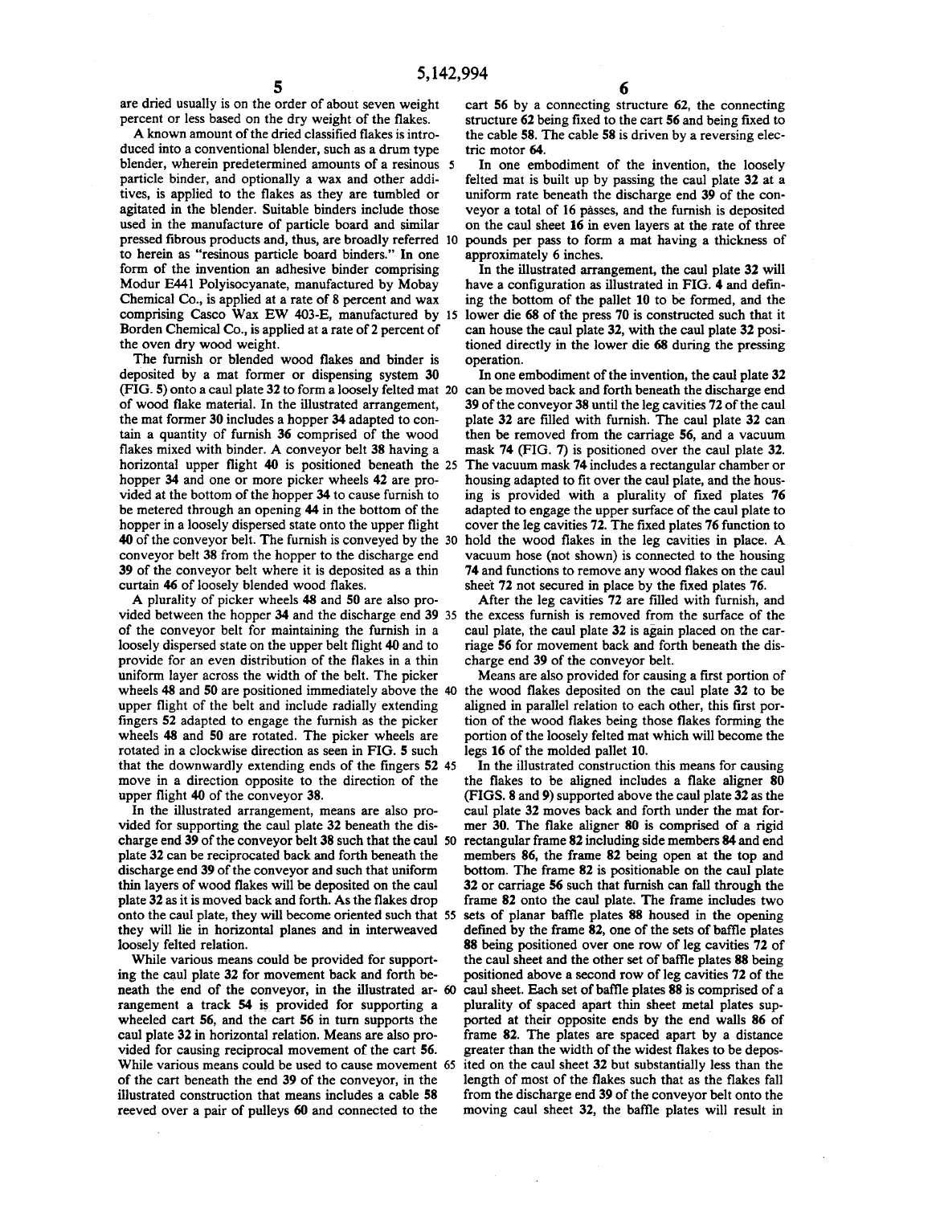are dried usually is on the order of about seven weight percent or less based on the dry weight of the flakes.

A known amount of the dried classified flakes is introduced into a conventional blender, such as a drum type blender, wherein predetermined amounts of a resinous particle binder, and optionally a wax and other additives, is applied to the flakes as they are tumbled or agitated in the blender. Suitable binders include those used in the manufacture of particle board and similar pressed fibrous products and, thus, are broadly referred to herein as "resinous particle board binders." In one form of the invention an adhesive binder comprising Modur E441 Polyisocyanate, manufactured by Mobay Chemical Co., is applied at a rate of 8 percent and wax comprising Casco Wax EW 403-E, manufactured by Borden Chemical Co., is applied at a rate of 2 percent of the oven dry wood weight.

The furnish or blended wood flakes and binder is deposited by a mat former or dispensing system 30 (FIG. 5) onto a caul plate 32 to form a loosely felted mat of wood flake material. In the illustrated arrangement, the mat former 30 includes a hopper 34 adapted to contain a quantity of furnish 36 comprised of the wood flakes mixed with binder. A conveyor belt 38 having a horizontal upper flight 40 is positioned beneath the hopper 34 and one or more picker wheels 42 are provided at the bottom of the hopper 34 to cause furnish to be metered through an opening 44 in the bottom of the hopper in a loosely dispersed state onto the upper flight 40 of the conveyor belt. The furnish is conveyed by the conveyor belt 38 from the hopper to the discharge end 39 of the conveyor belt where it is deposited as a thin curtain 46 of loosely blended wood flakes.

A plurality of picker wheels 48 and 50 are also provided between the hopper 34 and the discharge end 39 of the conveyor belt for maintaining the furnish in a loosely dispersed state on the upper belt flight 40 and to provide for an even distribution of the flakes in a thin uniform layer across the width of the belt. The picker wheels 48 and 50 are positioned immediately above the upper flight of the belt and include radially extending fingers 52 adapted to engage the furnish as the picker wheels 48 and 50 are rotated. The picker wheels are rotated in a clockwise direction as seen in FIG. 5 such that the downwardly extending ends of the fingers 52 move in a direction opposite to the direction of the upper flight 40 of the conveyor 38.

In the illustrated arrangement, means are also provided for supporting the caul plate 32 beneath the discharge end 39 of the conveyor belt 38 such that the caul plate 32 can be reciprocated back and forth beneath the discharge end 39 of the conveyor and such that uniform thin layers of wood flakes will be deposited on the caul plate 32 as it is moved back and forth. As the flakes drop onto the caul plate, they will become oriented such that they will lie in horizontal planes and in interweaved loosely felted relation.

While various means could be provided for supporting the caul plate 32 for movement back and forth beneath the end of the conveyor, in the illustrated arrangement a track 54 is provided for supporting a wheeled cart 56, and the cart 56 in turn supports the caul plate 32 in horizontal relation. Means are also provided for causing reciprocal movement of the cart 56. While various means could be used to cause movement of the cart beneath the end 39 of the conveyor, in the illustrated construction that means includes a cable 58 reeved over a pair of pulleys 60 and connected to the cart 56 by a connecting structure 62, the connecting structure 62 being fixed to the cart 56 and being fixed to the cable 58. The cable 58 is driven by a reversing electric motor 64.

In one embodiment of the invention, the loosely felted mat is built up by passing the caul plate 32 at a uniform rate beneath the discharge end 39 of the conveyor a total of 16 pâsses, and the furnish is deposited on the caul sheet 16 in even layers at the rate of three pounds per pass to form a mat having a thickness of approximately 6 inches.

In the illustrated arrangement, the caul plate 32 will have a configuration as illustrated in FIG. 4 and defining the bottom of the pallet 10 to be formed, and the lower die 68 of the press 70 is constructed such that it can house the caul plate 32, with the caul plate 32 positioned directly in the lower die 68 during the pressing operation.

In one embodiment of the invention, the caul plate 32 can be moved back and forth beneath the discharge end 39 of the conveyor 38 until the leg cavities 72 of the caul plate 32 are filled with furnish. The caul plate 32 can then be removed from the carriage 56, and a vacuum mask 74 (FIG. 7) is positioned over the caul plate 32. The vacuum mask 74 includes a rectangular chamber or housing adapted to fit over the caul plate, and the housing is provided with a plurality of fixed plates 76 adapted to engage the upper surface of the caul plate to cover the leg cavities 72. The fixed plates 76 function to hold the wood flakes in the leg cavities in place. A vacuum hose (not shown) is connected to the housing 74 and functions to remove any wood flakes on the caul sheet 72 not secured in place by the fixed plates 76.

After the leg cavities 72 are filled with furnish, and the excess furnish is removed from the surface of the caul plate, the caul plate 32 is again placed on the carriage 56 for movement back and forth beneath the discharge end 39 of the conveyor belt.

Means are also provided for causing a first portion of the wood flakes deposited on the caul plate 32 to be aligned in parallel relation to each other, this first portion of the wood flakes being those flakes forming the portion of the loosely felted mat which will become the legs 16 of the molded pallet 10.

In the illustrated construction this means for causing the flakes to be aligned includes a flake aligner 80 (FIGS. 8 and 9) supported above the caul plate 32 as the caul plate 32 moves back and forth under the mat former 30. The flake aligner 80 is comprised of a rigid rectangular frame 82 including side members 84 and end members 86, the frame 82 being open at the top and bottom. The frame 82 is positionable on the caul plate 32 or carriage 56 such that furnish can fall through the frame 82 onto the caul plate. The frame includes two sets of planar baffle plates 88 housed in the opening defined by the frame 82, one of the sets of baffle plates 88 being positioned over one row of leg cavities 72 of the caul sheet and the other set of baffle plates 88 being positioned above a second row of leg cavities 72 of the caul sheet. Each set of baffle plates 88 is comprised of a plurality of spaced apart thin sheet metal plates supported at their opposite ends by the end walls 86 of frame 82. The plates are spaced apart by a distance greater than the width of the widest flakes to be deposited on the caul sheet 32 but substantially less than the length of most of the flakes such that as the flakes fall from the discharge end 39 of the conveyor belt onto the moving caul sheet 32, the baffle plates will result in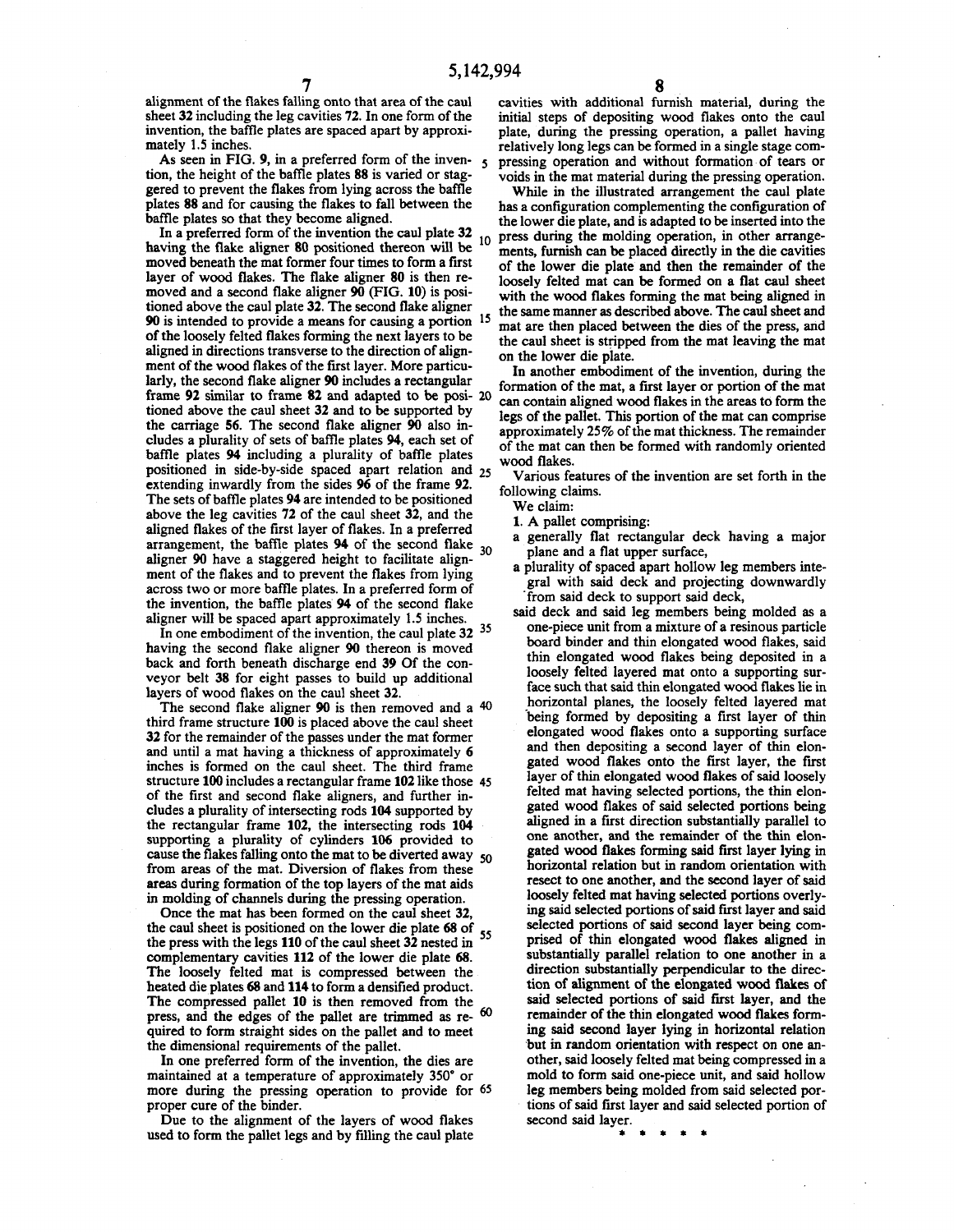alignment of the flakes falling onto that area of the caul sheet 32 including the leg cavities 72. In one form of the invention, the baffle plates are spaced apart by approximately 1.5 inches.

As seen in FIG. 9, in a preferred form of the invention, the height of the baffle plates 88 is varied or staggered to prevent the flakes from lying across the baffle plates 88 and for causing the flakes to fall between the baffle plates so that they become aligned.

In a preferred form of the invention the caul plate 32 having the flake aligner 80 positioned thereon will be moved beneath the mat former four times to form a first layer of wood flakes. The flake aligner 80 is then removed and a second flake aligner 90 (FIG. 10) is positioned above the caul plate 32. The second flake aligner 90 is intended to provide a means for causing a portion of the loosely felted flakes forming the next layers to be aligned in directions transverse to the direction of alignment of the wood flakes of the first layer. More particularly, the second flake aligner 90 includes a rectangular frame 92 similar to frame 82 and adapted to be positioned above the caul sheet 32 and to be supported by the carriage 56. The second flake aligner 90 also includes a plurality of sets of baffle plates 94, each set of baffle plates 94 including a plurality of baffle plates positioned in side-by-side spaced apart relation and extending inwardly from the sides 96 of the frame 92. The sets of baffle plates 94 are intended to be positioned above the leg cavities 72 of the caul sheet 32, and the aligned flakes of the first layer of flakes. In a preferred arrangement, the baffle plates 94 of the second flake aligner 90 have a staggered height to facilitate alignment of the flakes and to prevent the flakes from lying across two or more baffle plates. In a preferred form of the invention, the baffle plates 94 of the second flake aligner will be spaced apart approximately 1.5 inches.

In one embodiment of the invention, the caul plate 32 having the second flake aligner 90 thereon is moved back and forth beneath discharge end 39 Of the conveyor belt 38 for eight passes to build up additional layers of wood flakes on the caul sheet 32.

The second flake aligner 90 is then removed and a third frame structure 100 is placed above the caul sheet 32 for the remainder of the passes under the mat former and until a mat having a thickness of approximately 6 inches is formed on the caul sheet. The third frame structure 100 includes a rectangular frame 102 like those of the first and second flake aligners, and further includes a plurality of intersecting rods 104 supported by the rectangular frame 102, the intersecting rods 104 supporting a plurality of cylinders 106 provided to cause the flakes falling onto the mat to be diverted away from areas of the mat. Diversion of flakes from these areas during formation of the top layers of the mat aids in molding of channels during the pressing operation.

Once the mat has been formed on the caul sheet 32, the caul sheet is positioned on the lower die plate 68 of the press with the legs 110 of the caul sheet 32 nested in complementary cavities 112 of the lower die plate 68. The loosely felted mat is compressed between the heated die plates 68 and 114 to form a densified product. The compressed pallet 10 is then removed from the press, and the edges of the pallet are trimmed as required to form straight sides on the pallet and to meet the dimensional requirements of the pallet.

In one preferred form of the invention, the dies are maintained at a temperature of approximately 350° or more during the pressing operation to provide for proper cure of the binder.

Due to the alignment of the layers of wood flakes used to form the pallet legs and by filling the caul plate cavities with additional furnish material, during the initial steps of depositing wood flakes onto the caul plate, during the pressing operation, a pallet having relatively long legs can be formed in a single stage compressing operation and without formation of tears or voids in the mat material during the pressing operation.

While in the illustrated arrangement the caul plate has a configuration complementing the configuration of the lower die plate, and is adapted to be inserted into the press during the molding operation, in other arrangements, furnish can be placed directly in the die cavities of the lower die plate and then the remainder of the loosely felted mat can be formed on a flat caul sheet with the wood flakes forming the mat being aligned in the same manner as described above. The caul sheet and mat are then placed between the dies of the press, and the caul sheet is stripped from the mat leaving the mat on the lower die plate.

In another embodiment of the invention, during the formation of the mat, a first layer or portion of the mat can contain aligned wood flakes in the areas to form the legs of the pallet. This portion of the mat can comprise approximately 25% of the mat thickness. The remainder of the mat can then be formed with randomly oriented wood flakes.

Various features of the invention are set forth in the following claims.

We claim:

1. A pallet comprising:

a generally flat rectangular deck having a major plane and a flat upper surface,

a plurality of spaced apart hollow leg members integral with said deck and projecting downwardly from said deck to support said deck,

said deck and said leg members being molded as a one-piece unit from a mixture of a resinous particle board binder and thin elongated wood flakes, said thin elongated wood flakes being deposited in a loosely felted layered mat onto a supporting surface such that said thin elongated wood flakes lie in horizontal planes, the loosely felted layered mat being formed by depositing a first layer of thin elongated wood flakes onto a supporting surface and then depositing a second layer of thin elongated wood flakes onto the first layer, the first layer of thin elongated wood flakes of said loosely felted mat having selected portions, the thin elongated wood flakes of said selected portions being aligned in a first direction substantially parallel to one another, and the remainder of the thin elongated wood flakes forming said first layer lying in horizontal relation but in random orientation with resect to one another, and the second layer of said loosely felted mat having selected portions overlying said selected portions of said first layer and said selected portions of said second layer being comprised of thin elongated wood flakes aligned in substantially parallel relation to one another in a direction substantially perpendicular to the direction of alignment of the elongated wood flakes of said selected portions of said first layer, and the remainder of the thin elongated wood flakes forming said second layer lying in horizontal relation but in random orientation with respect on one another, said loosely felted mat being compressed in a mold to form said one-piece unit, and said hollow leg members being molded from said selected portions of said first layer and said selected portion of second said layer.

* * * * *